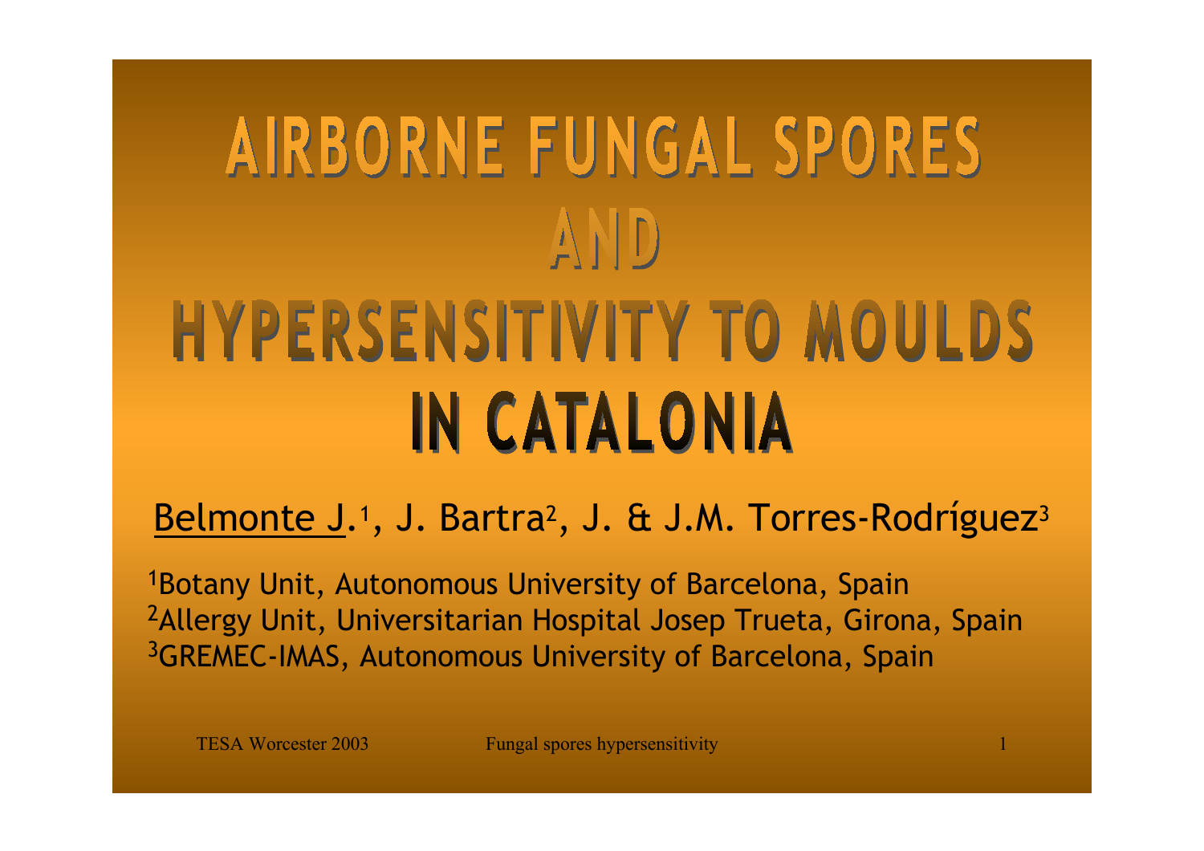# AIRBORNE FUNGAL SPORES AND HYPERSENSITIVITY TO MOULDS IN CATALONIA

Belmonte J.[1], J. Bartra[2], J. & J.M. Torres-Rodríguez[3]

[1]Botany Unit, Autonomous University of Barcelona, Spain
[2]Allergy Unit, Universitarian Hospital Josep Trueta, Girona, Spain
[3]GREMEC-IMAS, Autonomous University of Barcelona, Spain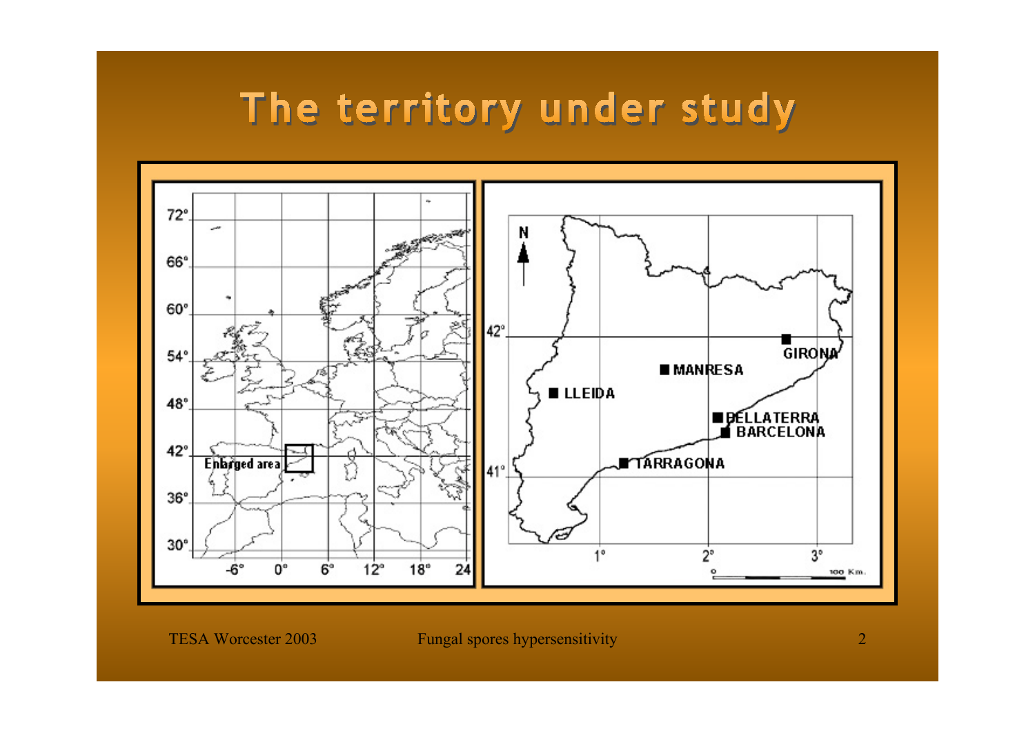# The territory under study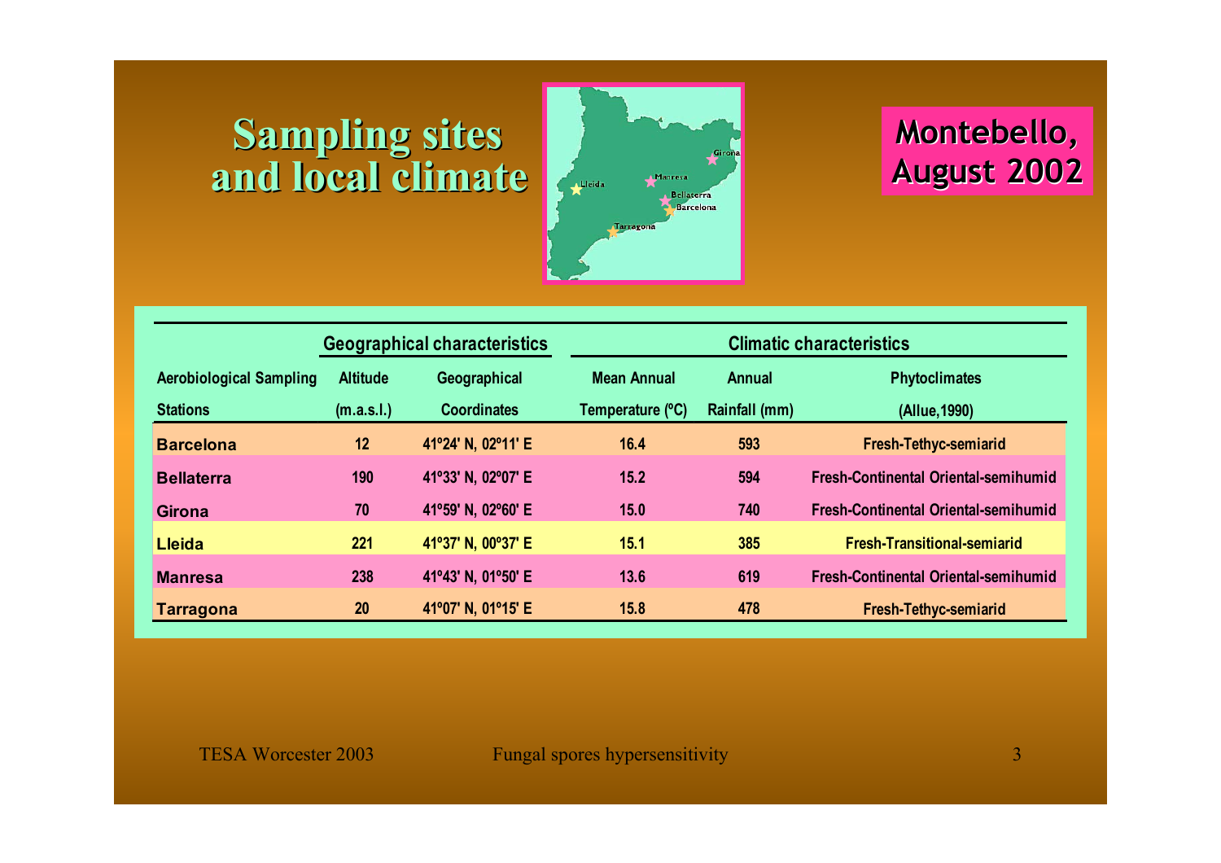# Sampling sites and local climate

**Montebello, August 2002**

| Aerobiological Sampling Stations | Geographical characteristics | | Climatic characteristics | | |
|---|---|---|---|---|---|
| | Altitude (m.a.s.l.) | Geographical Coordinates | Mean Annual Temperature (ºC) | Annual Rainfall (mm) | Phytoclimates (Allue,1990) |
| **Barcelona** | 12 | 41º24' N, 02º11' E | 16.4 | 593 | Fresh-Tethyc-semiarid |
| **Bellaterra** | 190 | 41º33' N, 02º07' E | 15.2 | 594 | Fresh-Continental Oriental-semihumid |
| **Girona** | 70 | 41º59' N, 02º60' E | 15.0 | 740 | Fresh-Continental Oriental-semihumid |
| **Lleida** | 221 | 41º37' N, 00º37' E | 15.1 | 385 | Fresh-Transitional-semiarid |
| **Manresa** | 238 | 41º43' N, 01º50' E | 13.6 | 619 | Fresh-Continental Oriental-semihumid |
| **Tarragona** | 20 | 41º07' N, 01º15' E | 15.8 | 478 | Fresh-Tethyc-semiarid |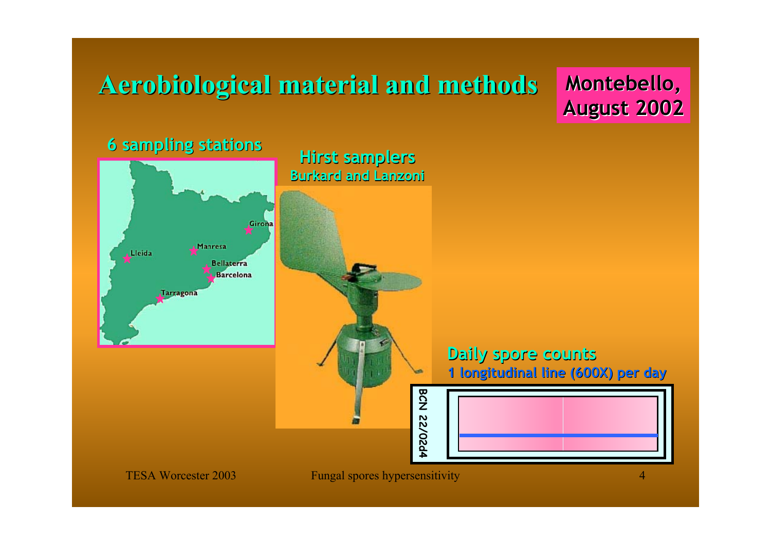# Aerobiological material and methods

**Montebello, August 2002**

**6 sampling stations**

Girona, Manresa, Lleida, Bellaterra, Barcelona, Tarragona

**Hirst samplers**

**Burkard and Lanzoni**

**Daily spore counts**

**1 longitudinal line (600X) per day**

BCN 22/02d4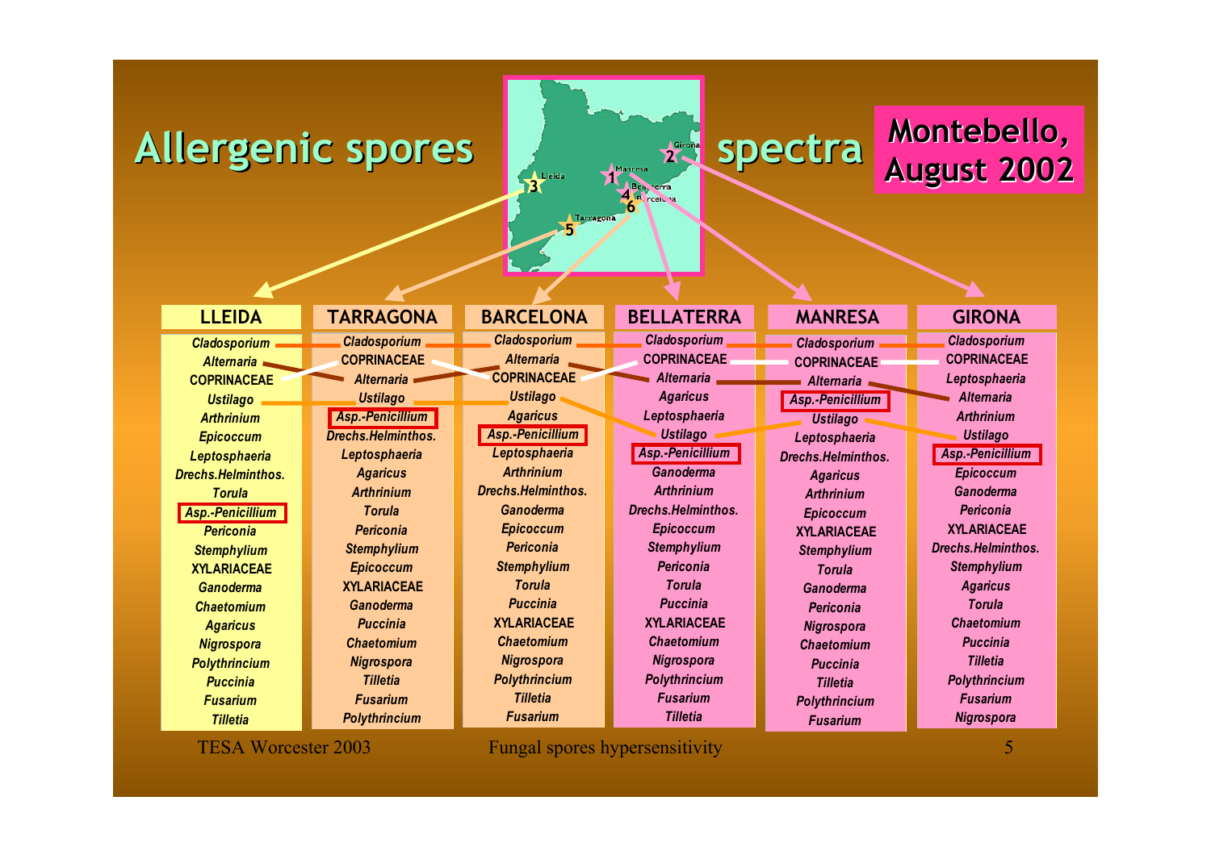# Allergenic spores spectra

**Montebello, August 2002**

| LLEIDA | TARRAGONA | BARCELONA | BELLATERRA | MANRESA | GIRONA |
|---|---|---|---|---|---|
| *Cladosporium* | *Cladosporium* | *Cladosporium* | *Cladosporium* | *Cladosporium* | *Cladosporium* |
| *Alternaria* | COPRINACEAE | *Alternaria* | COPRINACEAE | COPRINACEAE | COPRINACEAE |
| COPRINACEAE | *Alternaria* | COPRINACEAE | *Alternaria* | *Alternaria* | *Leptosphaeria* |
| *Ustilago* | *Ustilago* | *Ustilago* | *Agaricus* | *Asp.-Penicillium* | *Alternaria* |
| *Arthrinium* | *Asp.-Penicillium* | *Agaricus* | *Leptosphaeria* | *Ustilago* | *Arthrinium* |
| *Epicoccum* | *Drechs.Helminthos.* | *Asp.-Penicillium* | *Ustilago* | *Leptosphaeria* | *Ustilago* |
| *Leptosphaeria* | *Leptosphaeria* | *Leptosphaeria* | *Asp.-Penicillium* | *Drechs.Helminthos.* | *Asp.-Penicillium* |
| *Drechs.Helminthos.* | *Agaricus* | *Arthrinium* | *Ganoderma* | *Agaricus* | *Epicoccum* |
| *Torula* | *Arthrinium* | *Drechs.Helminthos.* | *Arthrinium* | *Arthrinium* | *Ganoderma* |
| *Asp.-Penicillium* | *Torula* | *Ganoderma* | *Drechs.Helminthos.* | *Epicoccum* | *Periconia* |
| *Periconia* | *Periconia* | *Epicoccum* | *Epicoccum* | XYLARIACEAE | XYLARIACEAE |
| *Stemphylium* | *Stemphylium* | *Periconia* | *Stemphylium* | *Stemphylium* | *Drechs.Helminthos.* |
| XYLARIACEAE | *Epicoccum* | *Stemphylium* | *Periconia* | *Torula* | *Stemphylium* |
| *Ganoderma* | XYLARIACEAE | *Torula* | *Torula* | *Ganoderma* | *Agaricus* |
| *Chaetomium* | *Ganoderma* | *Puccinia* | *Puccinia* | *Periconia* | *Torula* |
| *Agaricus* | *Puccinia* | XYLARIACEAE | XYLARIACEAE | *Nigrospora* | *Chaetomium* |
| *Nigrospora* | *Chaetomium* | *Chaetomium* | *Chaetomium* | *Chaetomium* | *Puccinia* |
| *Polythrincium* | *Nigrospora* | *Nigrospora* | *Nigrospora* | *Puccinia* | *Tilletia* |
| *Puccinia* | *Tilletia* | *Polythrincium* | *Polythrincium* | *Tilletia* | *Polythrincium* |
| *Fusarium* | *Fusarium* | *Tilletia* | *Fusarium* | *Polythrincium* | *Fusarium* |
| *Tilletia* | *Polythrincium* | *Fusarium* | *Tilletia* | *Fusarium* | *Nigrospora* |

TESA Worcester 2003 — Fungal spores hypersensitivity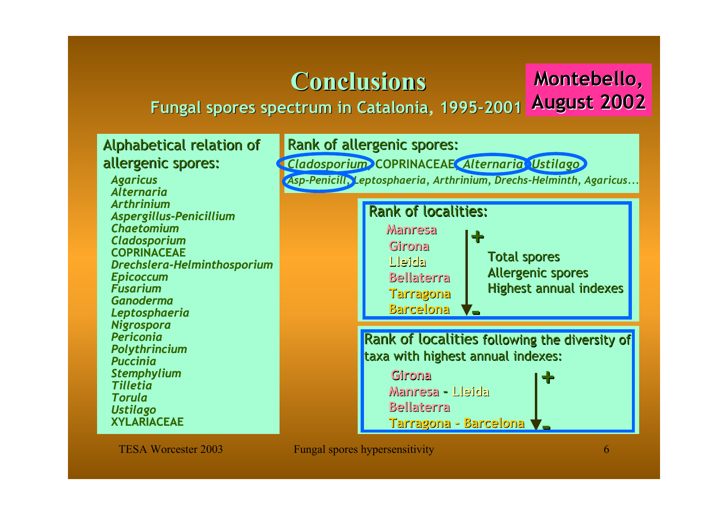# Conclusions

**Montebello, August 2002**

## Fungal spores spectrum in Catalonia, 1995-2001

### Alphabetical relation of allergenic spores:

*Agaricus*
*Alternaria*
*Arthrinium*
*Aspergillus-Penicillium*
*Chaetomium*
*Cladosporium*
COPRINACEAE
*Drechslera-Helminthosporium*
*Epicoccum*
*Fusarium*
*Ganoderma*
*Leptosphaeria*
*Nigrospora*
*Periconia*
*Polythrincium*
*Puccinia*
*Stemphylium*
*Tilletia*
*Torula*
*Ustilago*
XYLARIACEAE

### Rank of allergenic spores:

*Cladosporium*, COPRINACEAE, *Alternaria*, *Ustilago*, *Asp-Penicill*, *Leptosphaeria*, *Arthrinium*, *Drechs-Helminth*, *Agaricus*…

### Rank of localities:

(+ to −) Total spores, Allergenic spores, Highest annual indexes

- Manresa
- Girona
- Lleida
- Bellaterra
- Tarragona
- Barcelona

### Rank of localities following the diversity of taxa with highest annual indexes:

(+ to −)

- Girona
- Manresa - Lleida
- Bellaterra
- Tarragona - Barcelona

TESA Worcester 2003 — Fungal spores hypersensitivity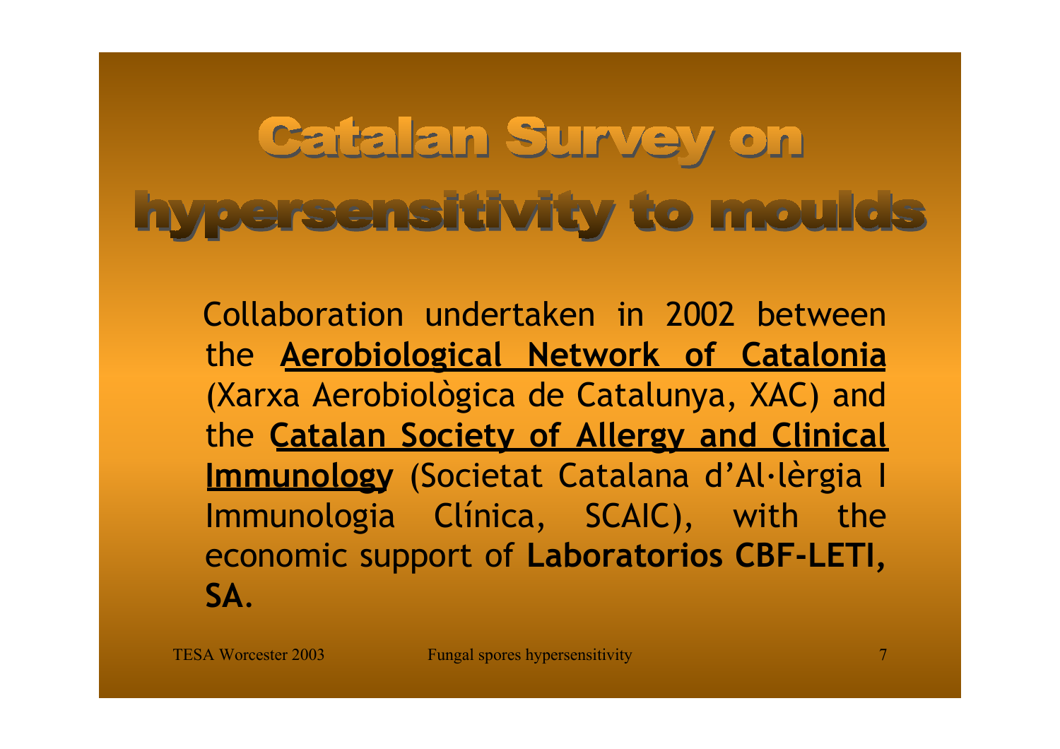# Catalan Survey on hypersensitivity to moulds

Collaboration undertaken in 2002 between the **Aerobiological Network of Catalonia** (Xarxa Aerobiològica de Catalunya, XAC) and the **Catalan Society of Allergy and Clinical Immunology** (Societat Catalana d'Al·lèrgia I Immunologia Clínica, SCAIC), with the economic support of **Laboratorios CBF-LETI, SA**.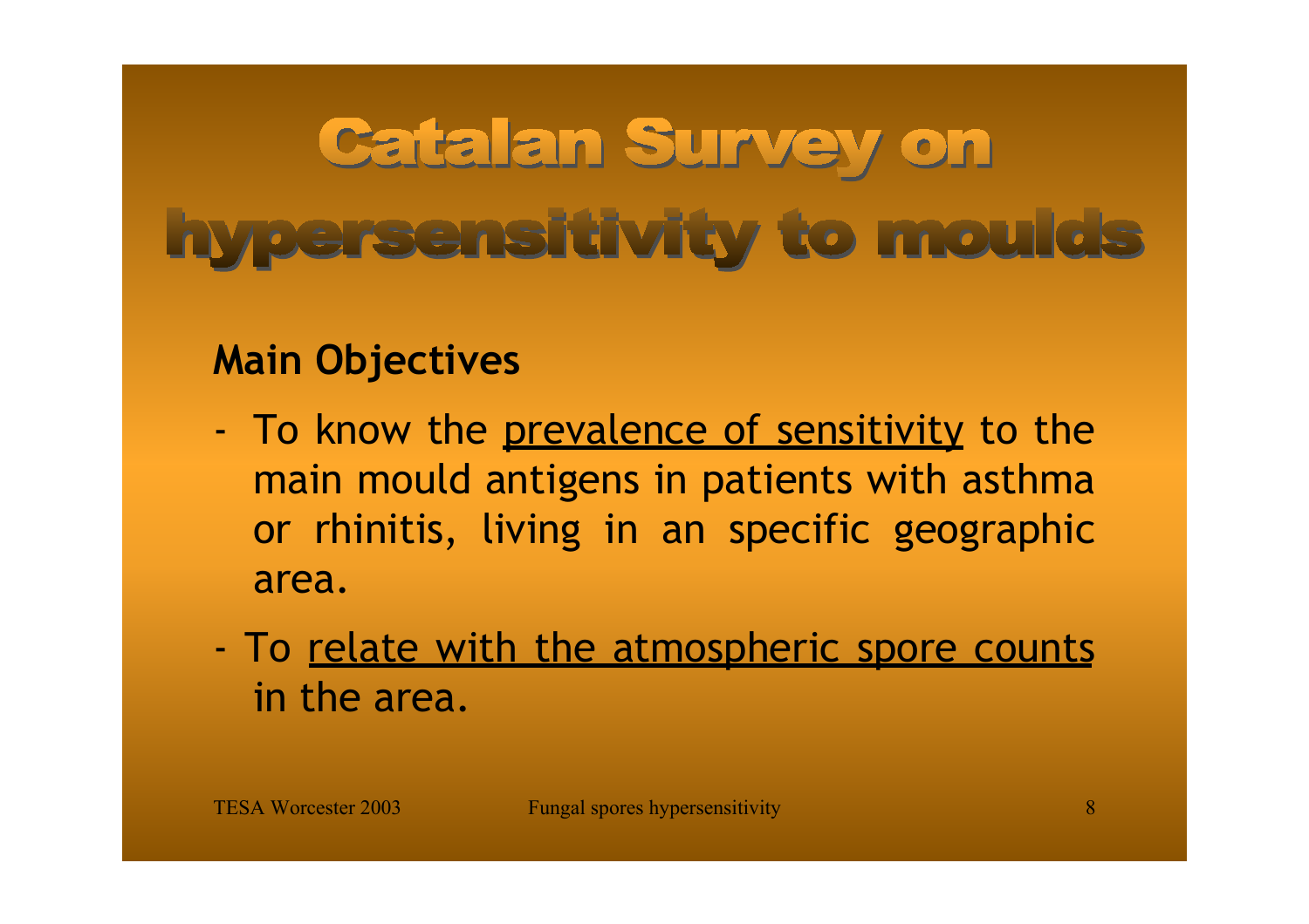# Catalan Survey on hypersensitivity to moulds

**Main Objectives**

- To know the prevalence of sensitivity to the main mould antigens in patients with asthma or rhinitis, living in an specific geographic area.
- To relate with the atmospheric spore counts in the area.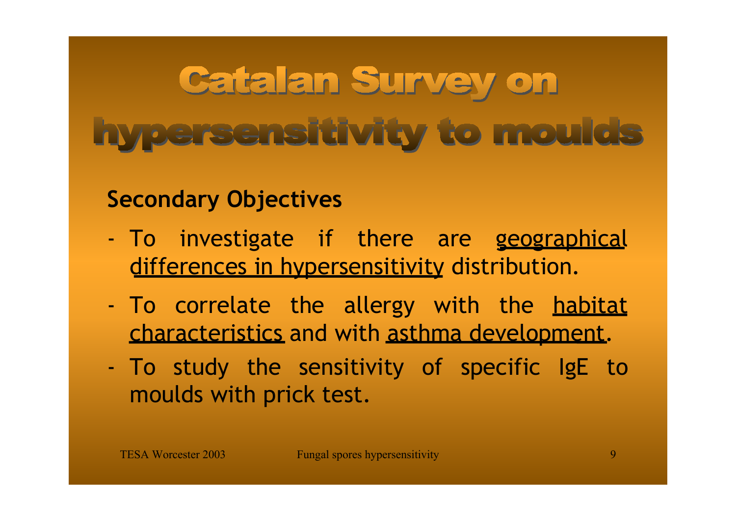# Catalan Survey on hypersensitivity to moulds

## Secondary Objectives

- To investigate if there are <u>geographical differences in hypersensitivity</u> distribution.
- To correlate the allergy with the <u>habitat characteristics</u> and with <u>asthma development</u>.
- To study the sensitivity of specific IgE to moulds with prick test.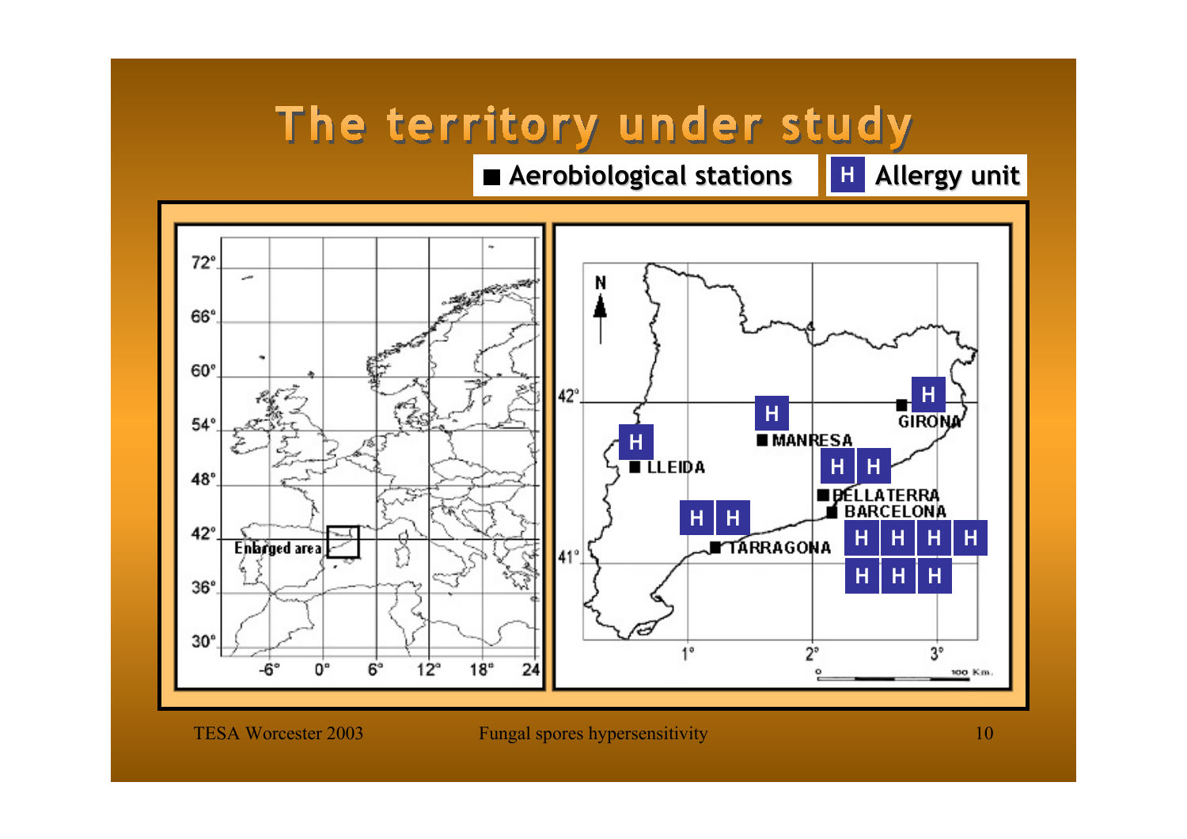# The territory under study

■ Aerobiological stations

H Allergy unit

72°
66°
60°
54°
48°
42°
36°
30°
-6° 0° 6° 12° 18° 24

Enlarged area

N

42°
41°
1° 2° 3°

LLEIDA
MANRESA
GIRONA
BELLATERRA
BARCELONA
TARRAGONA

0 100 Km.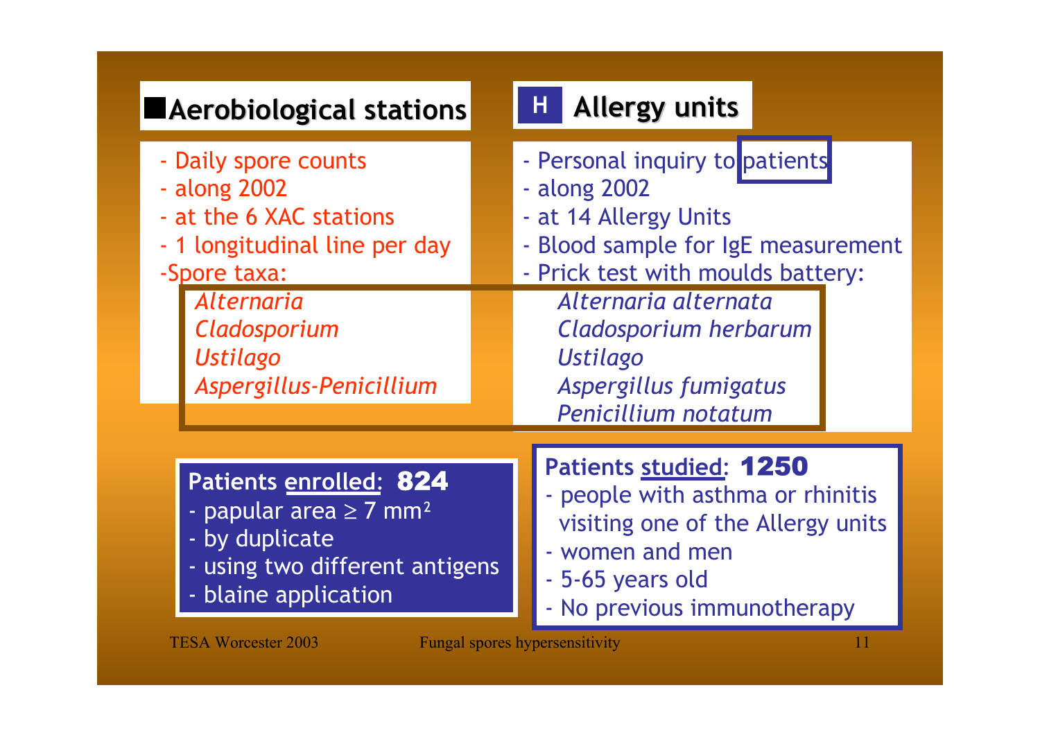## Aerobiological stations

- Daily spore counts
- along 2002
- at the 6 XAC stations
- 1 longitudinal line per day
- Spore taxa:
  - *Alternaria*
  - *Cladosporium*
  - *Ustilago*
  - *Aspergillus-Penicillium*

## Allergy units

- Personal inquiry to patients
- along 2002
- at 14 Allergy Units
- Blood sample for IgE measurement
- Prick test with moulds battery:
  - *Alternaria alternata*
  - *Cladosporium herbarum*
  - *Ustilago*
  - *Aspergillus fumigatus*
  - *Penicillium notatum*

**Patients enrolled: 824**

- papular area ≥ 7 $mm^2$
- by duplicate
- using two different antigens
- blaine application

**Patients studied: 1250**

- people with asthma or rhinitis visiting one of the Allergy units
- women and men
- 5-65 years old
- No previous immunotherapy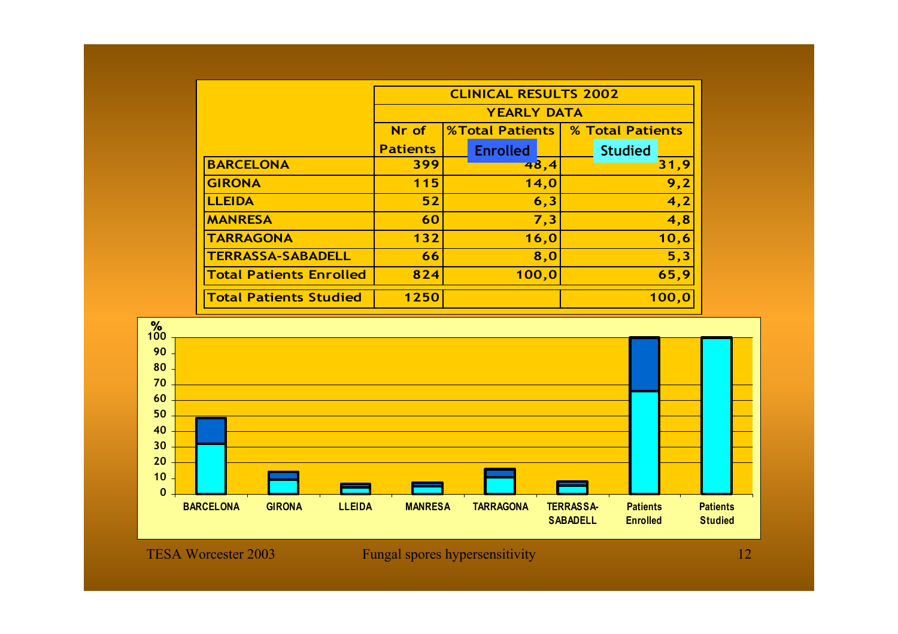| | CLINICAL RESULTS 2002 | | |
|---|---|---|---|
| | YEARLY DATA | | |
| | Nr of Patients | %Total Patients Enrolled | % Total Patients Studied |
| BARCELONA | 399 | 48,4 | 31,9 |
| GIRONA | 115 | 14,0 | 9,2 |
| LLEIDA | 52 | 6,3 | 4,2 |
| MANRESA | 60 | 7,3 | 4,8 |
| TARRAGONA | 132 | 16,0 | 10,6 |
| TERRASSA-SABADELL | 66 | 8,0 | 5,3 |
| Total Patients Enrolled | 824 | 100,0 | 65,9 |
| Total Patients Studied | 1250 | | 100,0 |

%

BARCELONA | GIRONA | LLEIDA | MANRESA | TARRAGONA | TERRASSA-SABADELL | Patients Enrolled | Patients Studied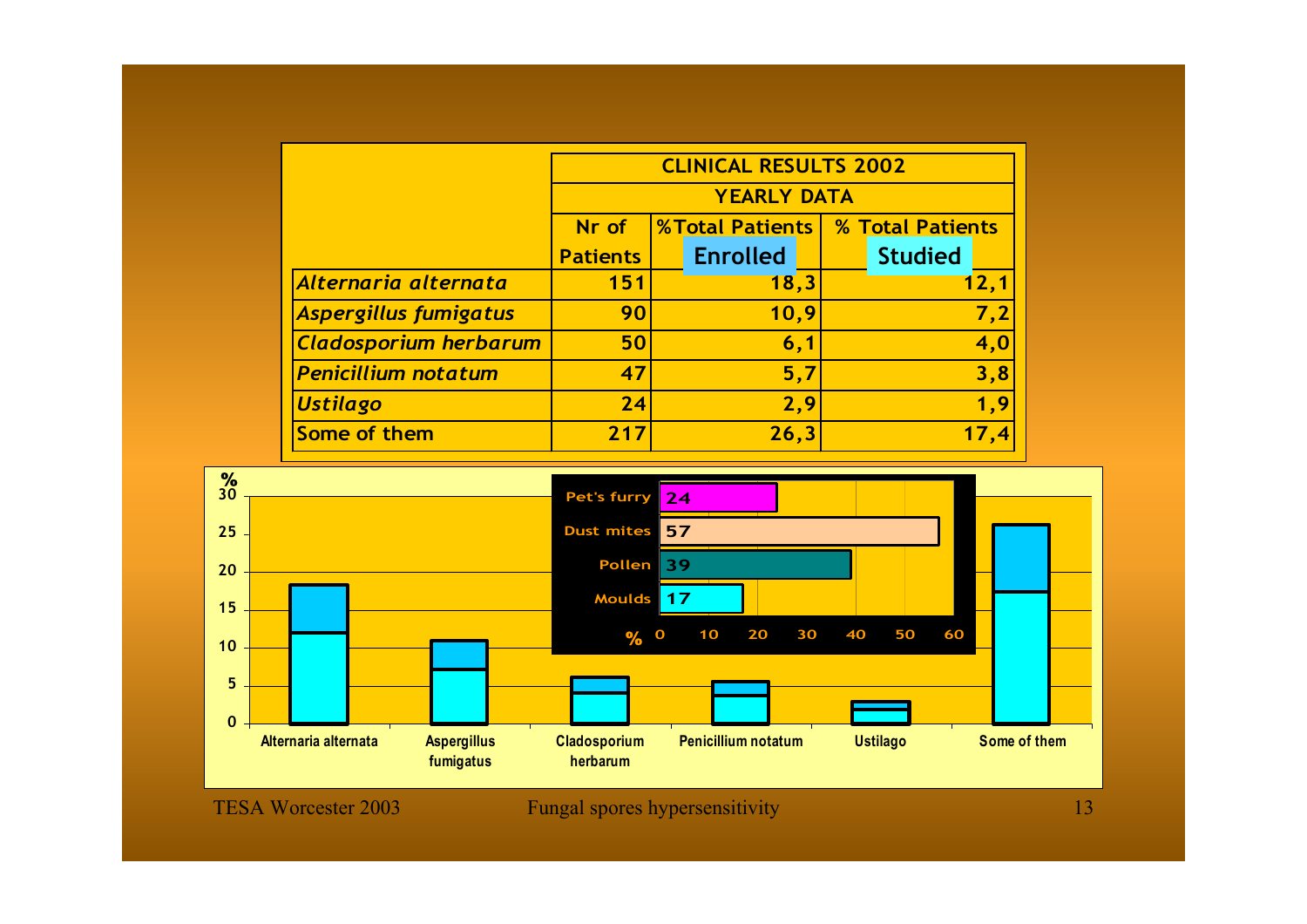| | CLINICAL RESULTS 2002 | | |
|---|---|---|---|
| | YEARLY DATA | | |
| | Nr of Patients | %Total Patients Enrolled | % Total Patients Studied |
| *Alternaria alternata* | 151 | 18,3 | 12,1 |
| *Aspergillus fumigatus* | 90 | 10,9 | 7,2 |
| *Cladosporium herbarum* | 50 | 6,1 | 4,0 |
| *Penicillium notatum* | 47 | 5,7 | 3,8 |
| *Ustilago* | 24 | 2,9 | 1,9 |
| Some of them | 217 | 26,3 | 17,4 |

| | % |
|---|---|
| Pet's furry | 24 |
| Dust mites | 57 |
| Pollen | 39 |
| Moulds | 17 |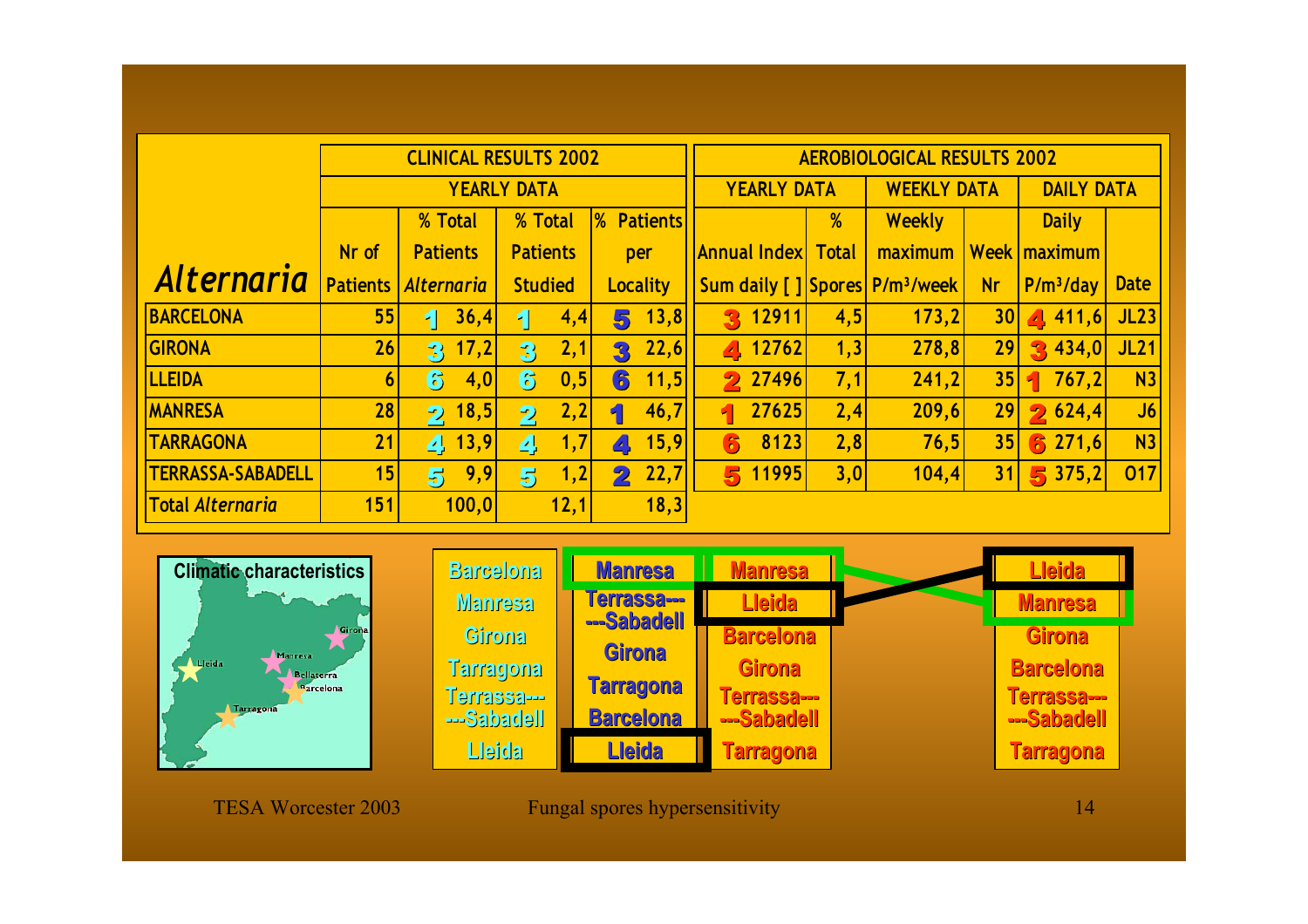| *Alternaria* | CLINICAL RESULTS 2002 | | | | AEROBIOLOGICAL RESULTS 2002 | | | | | |
|---|---|---|---|---|---|---|---|---|---|---|
| | YEARLY DATA | | | | YEARLY DATA | | WEEKLY DATA | | DAILY DATA | |
| | Nr of Patients | % Total Patients *Alternaria* | % Total Patients Studied | % Patients per Locality | Annual Index Sum daily [ ] | % Total Spores | Weekly maximum $P/m^3$/week | Week Nr | Daily maximum $P/m^3$/day | Date |
| BARCELONA | 55 | 1 36,4 | 1 4,4 | 5 13,8 | 3 12911 | 4,5 | 173,2 | 30 | 4 411,6 | JL23 |
| GIRONA | 26 | 3 17,2 | 3 2,1 | 3 22,6 | 4 12762 | 1,3 | 278,8 | 29 | 3 434,0 | JL21 |
| LLEIDA | 6 | 6 4,0 | 6 0,5 | 6 11,5 | 2 27496 | 7,1 | 241,2 | 35 | 1 767,2 | N3 |
| MANRESA | 28 | 2 18,5 | 2 2,2 | 1 46,7 | 1 27625 | 2,4 | 209,6 | 29 | 2 624,4 | J6 |
| TARRAGONA | 21 | 4 13,9 | 4 1,7 | 4 15,9 | 6 8123 | 2,8 | 76,5 | 35 | 6 271,6 | N3 |
| TERRASSA-SABADELL | 15 | 5 9,9 | 5 1,2 | 2 22,7 | 5 11995 | 3,0 | 104,4 | 31 | 5 375,2 | O17 |
| Total *Alternaria* | 151 | 100,0 | 12,1 | 18,3 | | | | | | |

Climatic characteristics

| | | | |
|---|---|---|---|
| Barcelona | Manresa | Manresa | Lleida |
| Manresa | Terrassa---Sabadell | Lleida | Manresa |
| Girona | Girona | Barcelona | Girona |
| Tarragona | Tarragona | Girona | Barcelona |
| Terrassa---Sabadell | Barcelona | Terrassa---Sabadell | Terrassa---Sabadell |
| Lleida | Lleida | Tarragona | Tarragona |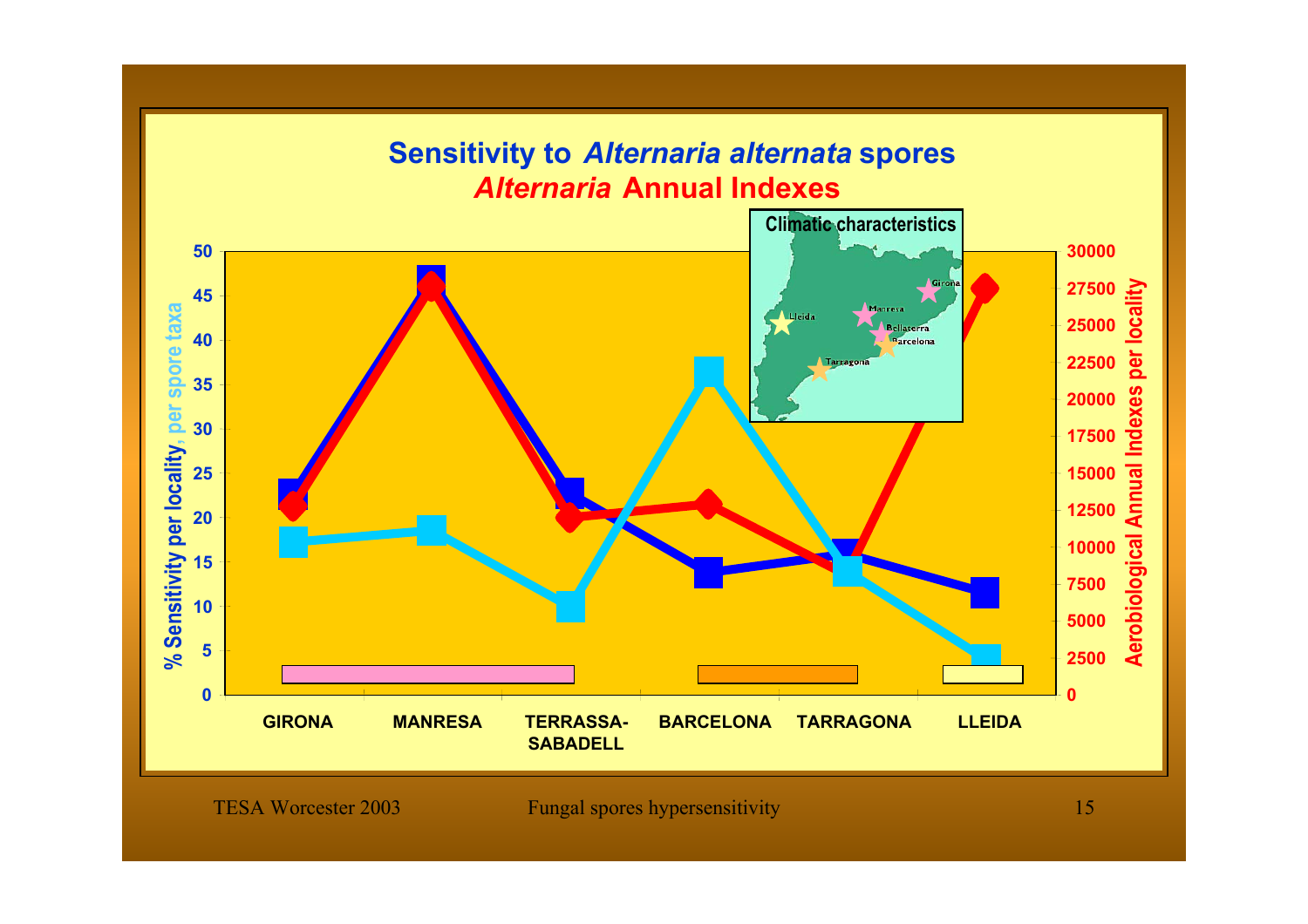# Sensitivity to *Alternaria alternata* spores
## *Alternaria* Annual Indexes

Climatic characteristics

Lleida, Manresa, Girona, Bellaterra, Barcelona, Tarragona

% Sensitivity per locality, per spore taxa

Aerobiological Annual Indexes per locality

GIRONA | MANRESA | TERRASSA-SABADELL | BARCELONA | TARRAGONA | LLEIDA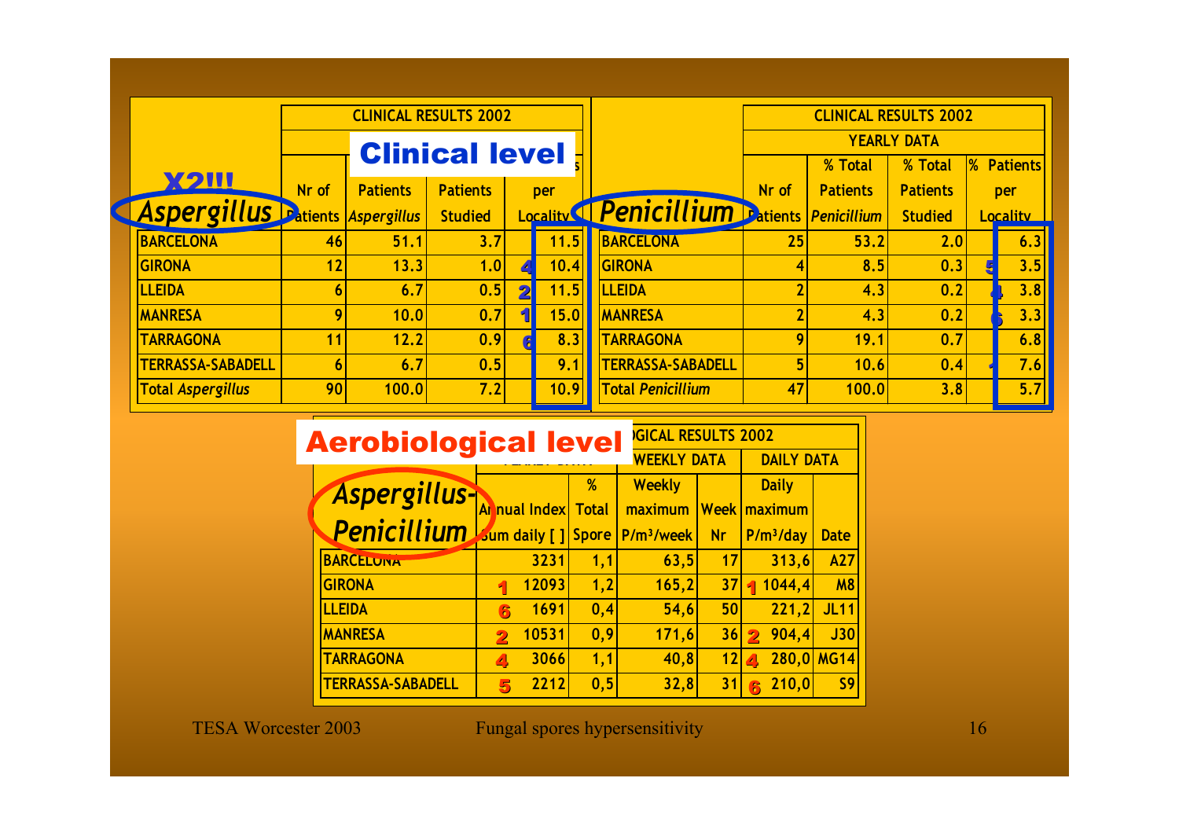## Clinical level

X2!!!

| *Aspergillus* | CLINICAL RESULTS 2002 | | | | |
|---|---|---|---|---|---|
| | Nr of Patients | Patients *Aspergillus* | Patients Studied | | per Locality |
| BARCELONA | 46 | 51.1 | 3.7 | | 11.5 |
| GIRONA | 12 | 13.3 | 1.0 | 4 | 10.4 |
| LLEIDA | 6 | 6.7 | 0.5 | 2 | 11.5 |
| MANRESA | 9 | 10.0 | 0.7 | 1 | 15.0 |
| TARRAGONA | 11 | 12.2 | 0.9 | 6 | 8.3 |
| TERRASSA-SABADELL | 6 | 6.7 | 0.5 | | 9.1 |
| Total *Aspergillus* | 90 | 100.0 | 7.2 | | 10.9 |

| *Penicillium* | CLINICAL RESULTS 2002 | | | | |
|---|---|---|---|---|---|
| | YEARLY DATA | | | | |
| | Nr of Patients | % Total Patients *Penicillium* | % Total Patients Studied | | % Patients per Locality |
| BARCELONA | 25 | 53.2 | 2.0 | | 6.3 |
| GIRONA | 4 | 8.5 | 0.3 | 5 | 3.5 |
| LLEIDA | 2 | 4.3 | 0.2 | 4 | 3.8 |
| MANRESA | 2 | 4.3 | 0.2 | 6 | 3.3 |
| TARRAGONA | 9 | 19.1 | 0.7 | | 6.8 |
| TERRASSA-SABADELL | 5 | 10.6 | 0.4 | 1 | 7.6 |
| Total *Penicillium* | 47 | 100.0 | 3.8 | | 5.7 |

## Aerobiological level

| *Aspergillus-Penicillium* | …GICAL RESULTS 2002 | | | | | | | | |
|---|---|---|---|---|---|---|---|---|---|
| | | | | WEEKLY DATA | | DAILY DATA | | | |
| | | Annual Index Sum daily [ ] | % Total Spore | Weekly maximum P/m³/week | Week Nr | | Daily maximum P/m³/day | Date |
| BARCELONA | | 3231 | 1,1 | 63,5 | 17 | | 313,6 | A27 |
| GIRONA | 1 | 12093 | 1,2 | 165,2 | 37 | 1 | 1044,4 | M8 |
| LLEIDA | 6 | 1691 | 0,4 | 54,6 | 50 | | 221,2 | JL11 |
| MANRESA | 2 | 10531 | 0,9 | 171,6 | 36 | 2 | 904,4 | J30 |
| TARRAGONA | 4 | 3066 | 1,1 | 40,8 | 12 | 4 | 280,0 | MG14 |
| TERRASSA-SABADELL | 5 | 2212 | 0,5 | 32,8 | 31 | 6 | 210,0 | S9 |

TESA Worcester 2003 — Fungal spores hypersensitivity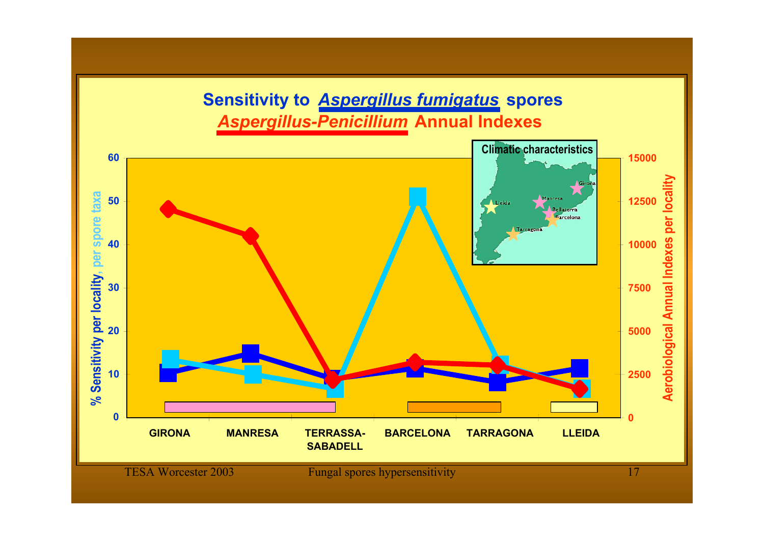# Sensitivity to *Aspergillus fumigatus* spores

## *Aspergillus-Penicillium* Annual Indexes

Climatic characteristics

Girona, Manresa, Bellaterra, Barcelona, Tarragona, Lleida

% Sensitivity per locality, per spore taxa

Aerobiological Annual Indexes per locality

GIRONA — MANRESA — TERRASSA-SABADELL — BARCELONA — TARRAGONA — LLEIDA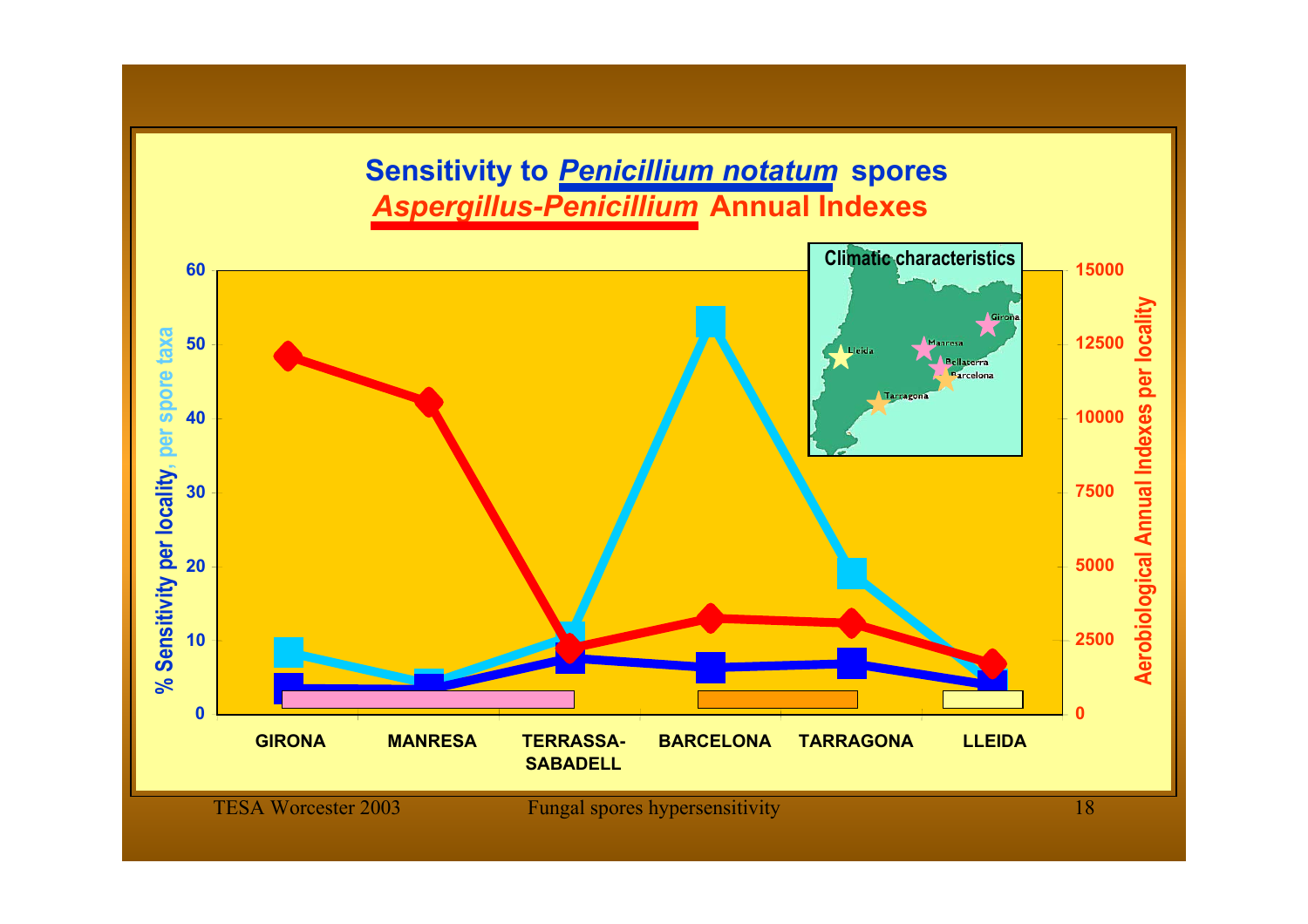# Sensitivity to *Penicillium notatum* spores

## *Aspergillus-Penicillium* Annual Indexes

Climatic characteristics

Girona, Manresa, Bellaterra, Barcelona, Lleida, Tarragona

% Sensitivity per locality, per spore taxa

Aerobiological Annual Indexes per locality

GIRONA | MANRESA | TERRASSA-SABADELL | BARCELONA | TARRAGONA | LLEIDA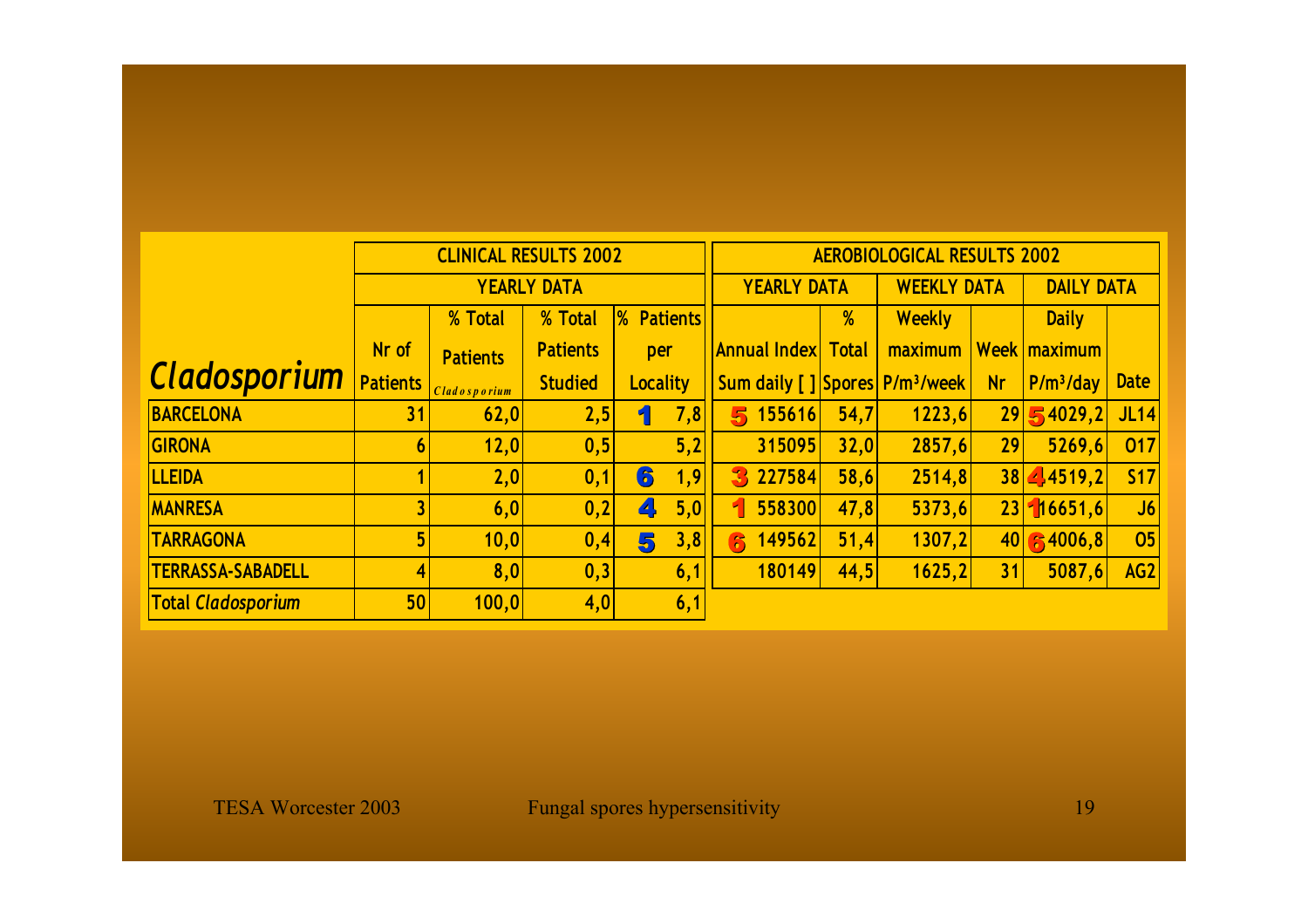| *Cladosporium* | CLINICAL RESULTS 2002 | | | | AEROBIOLOGICAL RESULTS 2002 | | | | | |
|---|---|---|---|---|---|---|---|---|---|---|
| | YEARLY DATA | | | | YEARLY DATA | | WEEKLY DATA | | DAILY DATA | |
| | Nr of Patients | % Total Patients *Cladosporium* | % Total Patients Studied | % Patients per Locality | Annual Index Sum daily [ ] | % Total Spores | Weekly maximum P/m³/week | Week Nr | Daily maximum P/m³/day | Date |
| **BARCELONA** | 31 | 62,0 | 2,5 | 1 7,8 | 5 155616 | 54,7 | 1223,6 | 29 | 5 4029,2 | JL14 |
| **GIRONA** | 6 | 12,0 | 0,5 | 5,2 | 315095 | 32,0 | 2857,6 | 29 | 5269,6 | O17 |
| **LLEIDA** | 1 | 2,0 | 0,1 | 6 1,9 | 3 227584 | 58,6 | 2514,8 | 38 | 4 4519,2 | S17 |
| **MANRESA** | 3 | 6,0 | 0,2 | 4 5,0 | 1 558300 | 47,8 | 5373,6 | 23 | 1 16651,6 | J6 |
| **TARRAGONA** | 5 | 10,0 | 0,4 | 5 3,8 | 6 149562 | 51,4 | 1307,2 | 40 | 6 4006,8 | O5 |
| **TERRASSA-SABADELL** | 4 | 8,0 | 0,3 | 6,1 | 180149 | 44,5 | 1625,2 | 31 | 5087,6 | AG2 |
| **Total *Cladosporium*** | 50 | 100,0 | 4,0 | 6,1 | | | | | | |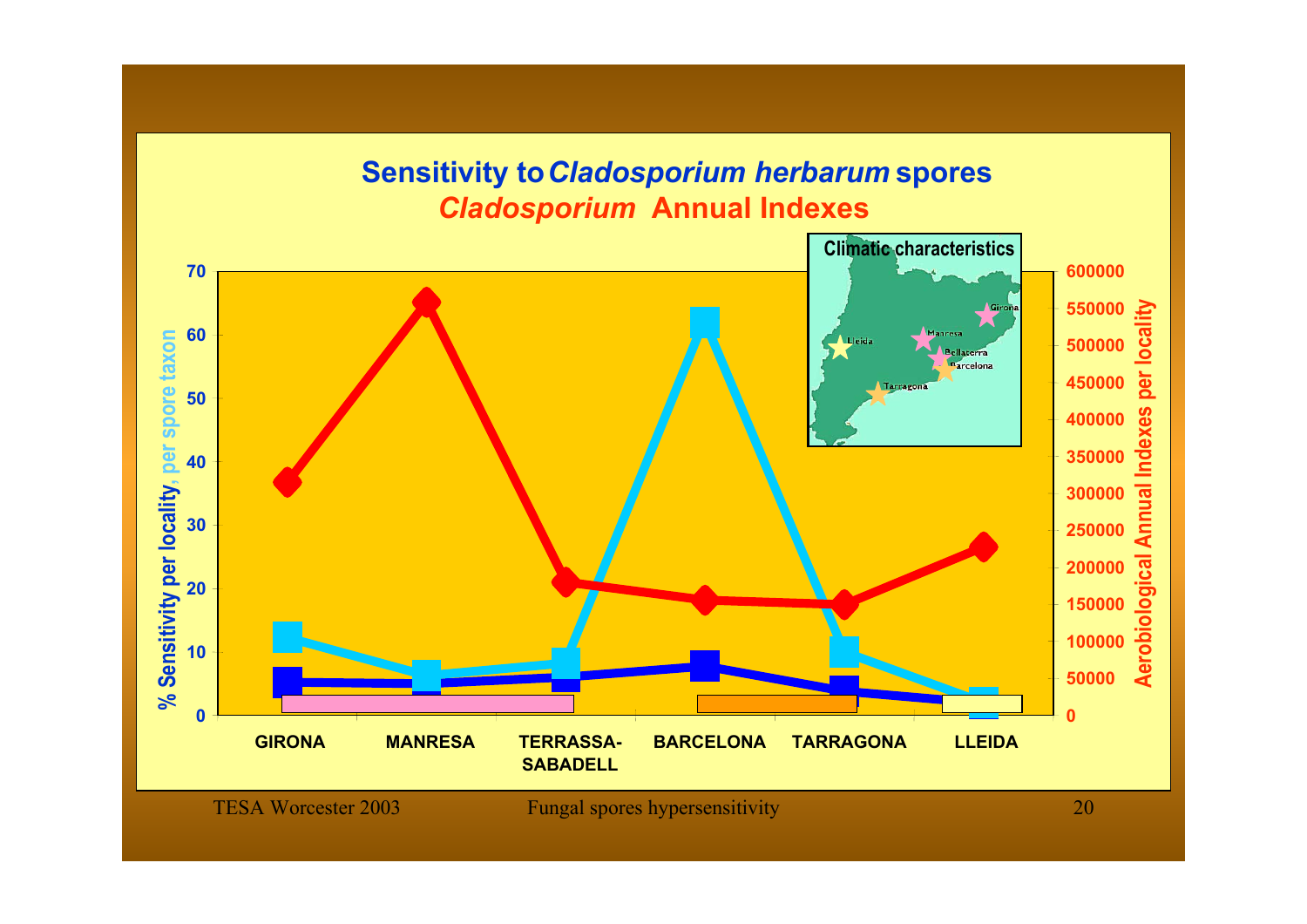# Sensitivity to *Cladosporium herbarum* spores

## *Cladosporium* Annual Indexes

Climatic characteristics

Lleida, Manresa, Girona, Bellaterra, Barcelona, Tarragona

% Sensitivity per locality, per spore taxon

Aerobiological Annual Indexes per locality

GIRONA | MANRESA | TERRASSA-SABADELL | BARCELONA | TARRAGONA | LLEIDA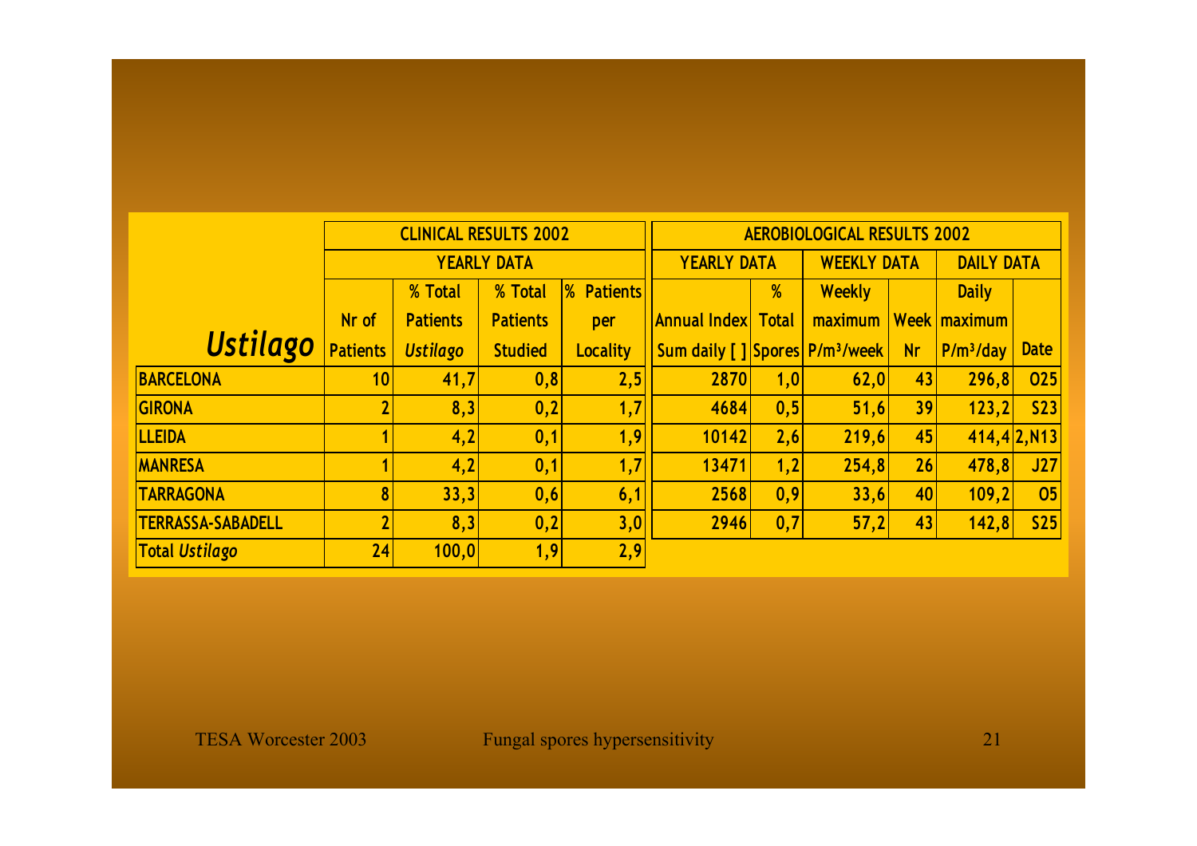| *Ustilago* | CLINICAL RESULTS 2002 | | | | AEROBIOLOGICAL RESULTS 2002 | | | | | |
|---|---|---|---|---|---|---|---|---|---|---|
| | YEARLY DATA | | | | YEARLY DATA | | WEEKLY DATA | | DAILY DATA | |
| | Nr of Patients | % Total Patients *Ustilago* | % Total Patients Studied | % Patients per Locality | Annual Index Sum daily [ ] | % Total Spores | Weekly maximum $P/m^3/week$ | Week Nr | Daily maximum $P/m^3/day$ | Date |
| BARCELONA | 10 | 41,7 | 0,8 | 2,5 | 2870 | 1,0 | 62,0 | 43 | 296,8 | O25 |
| GIRONA | 2 | 8,3 | 0,2 | 1,7 | 4684 | 0,5 | 51,6 | 39 | 123,2 | S23 |
| LLEIDA | 1 | 4,2 | 0,1 | 1,9 | 10142 | 2,6 | 219,6 | 45 | 414,4 | 2,N13 |
| MANRESA | 1 | 4,2 | 0,1 | 1,7 | 13471 | 1,2 | 254,8 | 26 | 478,8 | J27 |
| TARRAGONA | 8 | 33,3 | 0,6 | 6,1 | 2568 | 0,9 | 33,6 | 40 | 109,2 | O5 |
| TERRASSA-SABADELL | 2 | 8,3 | 0,2 | 3,0 | 2946 | 0,7 | 57,2 | 43 | 142,8 | S25 |
| Total *Ustilago* | 24 | 100,0 | 1,9 | 2,9 | | | | | | |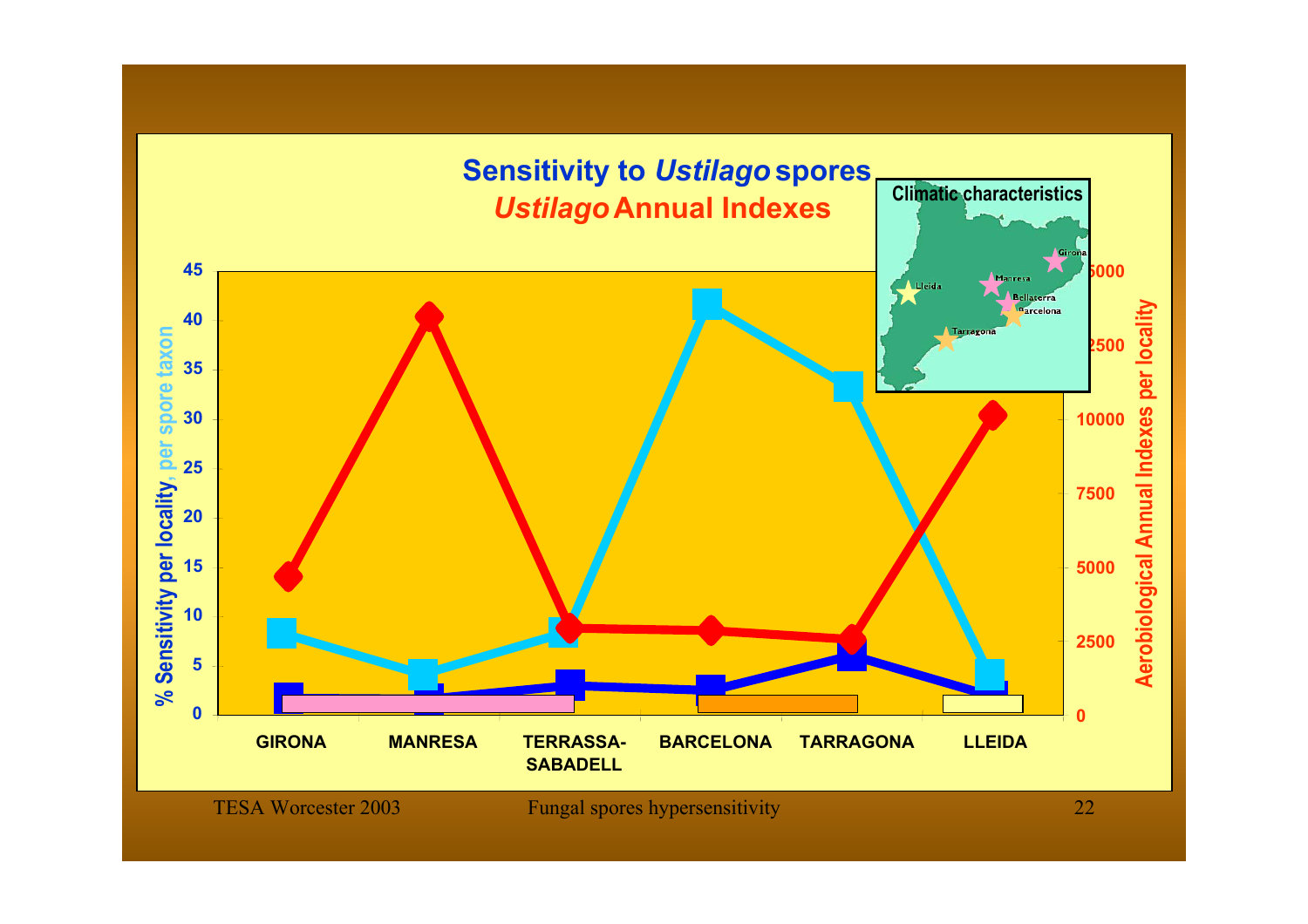# Sensitivity to *Ustilago* spores

## *Ustilago* Annual Indexes

Climatic characteristics

Girona, Manresa, Lleida, Bellaterra, Barcelona, Tarragona

% Sensitivity per locality, per spore taxon

Aerobiological Annual Indexes per locality

GIRONA | MANRESA | TERRASSA-SABADELL | BARCELONA | TARRAGONA | LLEIDA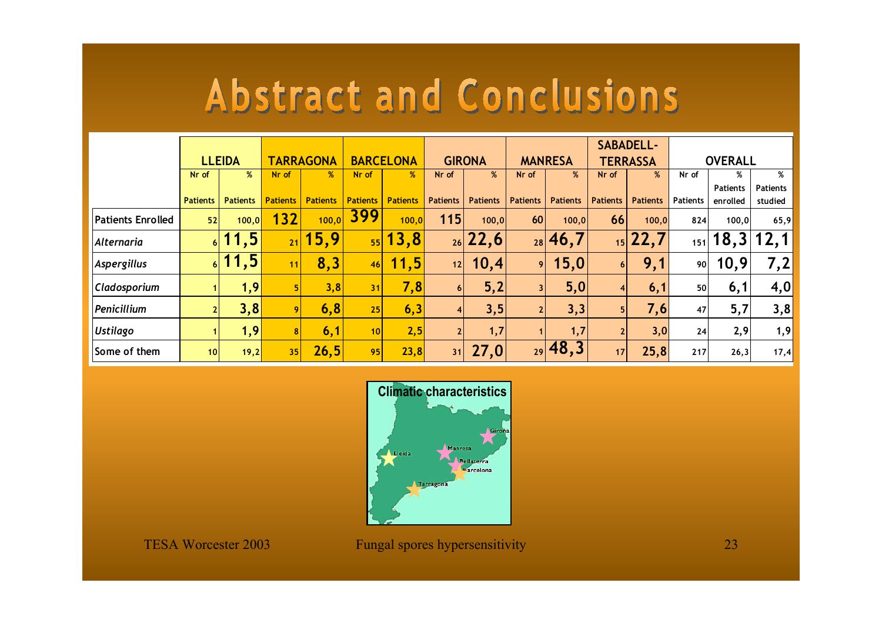# Abstract and Conclusions

| | LLEIDA | | TARRAGONA | | BARCELONA | | GIRONA | | MANRESA | | SABADELL-TERRASSA | | OVERALL | | |
|---|---|---|---|---|---|---|---|---|---|---|---|---|---|---|---|
| | Nr of Patients | % Patients | Nr of Patients | % Patients | Nr of Patients | % Patients | Nr of Patients | % Patients | Nr of Patients | % Patients | Nr of Patients | % Patients | Nr of Patients | % Patients enrolled | % Patients studied |
| Patients Enrolled | 52 | 100,0 | 132 | 100,0 | 399 | 100,0 | 115 | 100,0 | 60 | 100,0 | 66 | 100,0 | 824 | 100,0 | 65,9 |
| *Alternaria* | 6 | 11,5 | 21 | 15,9 | 55 | 13,8 | 26 | 22,6 | 28 | 46,7 | 15 | 22,7 | 151 | 18,3 | 12,1 |
| *Aspergillus* | 6 | 11,5 | 11 | 8,3 | 46 | 11,5 | 12 | 10,4 | 9 | 15,0 | 6 | 9,1 | 90 | 10,9 | 7,2 |
| *Cladosporium* | 1 | 1,9 | 5 | 3,8 | 31 | 7,8 | 6 | 5,2 | 3 | 5,0 | 4 | 6,1 | 50 | 6,1 | 4,0 |
| *Penicillium* | 2 | 3,8 | 9 | 6,8 | 25 | 6,3 | 4 | 3,5 | 2 | 3,3 | 5 | 7,6 | 47 | 5,7 | 3,8 |
| *Ustilago* | 1 | 1,9 | 8 | 6,1 | 10 | 2,5 | 2 | 1,7 | 1 | 1,7 | 2 | 3,0 | 24 | 2,9 | 1,9 |
| Some of them | 10 | 19,2 | 35 | 26,5 | 95 | 23,8 | 31 | 27,0 | 29 | 48,3 | 17 | 25,8 | 217 | 26,3 | 17,4 |

Climatic characteristics

Lleida, Manresa, Bellaterra, Barcelona, Girona, Tarragona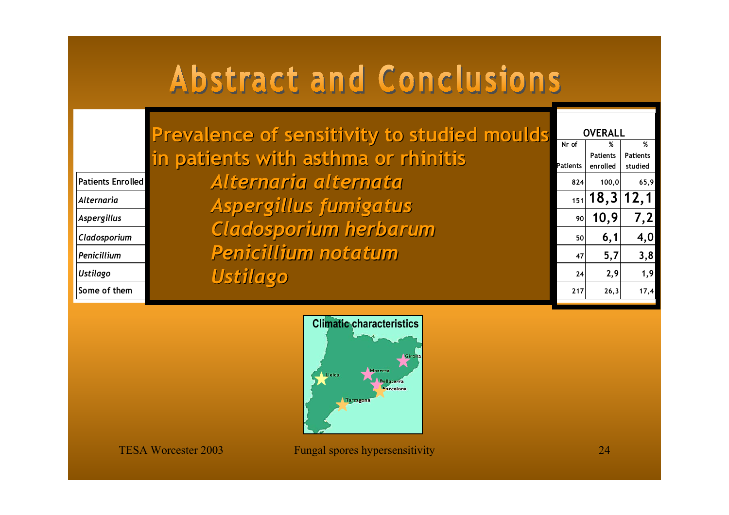# Abstract and Conclusions

## Prevalence of sensitivity to studied moulds in patients with asthma or rhinitis

- *Alternaria alternata*
- *Aspergillus fumigatus*
- *Cladosporium herbarum*
- *Penicillium notatum*
- *Ustilago*

| | OVERALL | | |
|---|---|---|---|
| | Nr of Patients | % Patients enrolled | % Patients studied |
| Patients Enrolled | 824 | 100,0 | 65,9 |
| *Alternaria* | 151 | **18,3** | **12,1** |
| *Aspergillus* | 90 | **10,9** | **7,2** |
| *Cladosporium* | 50 | **6,1** | **4,0** |
| *Penicillium* | 47 | **5,7** | **3,8** |
| *Ustilago* | 24 | 2,9 | 1,9 |
| Some of them | 217 | 26,3 | 17,4 |

**Climatic characteristics**

Girona, Manresa, Lleida, Bellaterra, Barcelona, Tarragona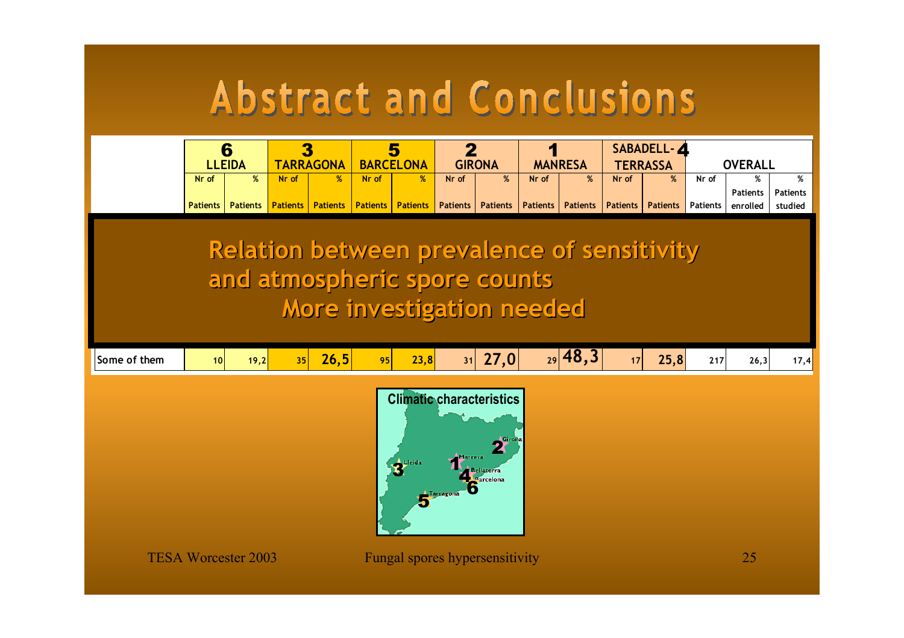# Abstract and Conclusions

| | 6 LLEIDA | | 3 TARRAGONA | | 5 BARCELONA | | 2 GIRONA | | 1 MANRESA | | SABADELL-4 TERRASSA | | OVERALL | | |
|---|---|---|---|---|---|---|---|---|---|---|---|---|---|---|---|
| | Nr of Patients | % Patients | Nr of Patients | % Patients | Nr of Patients | % Patients | Nr of Patients | % Patients | Nr of Patients | % Patients | Nr of Patients | % Patients | Nr of Patients | % Patients enrolled | % Patients studied |
| Some of them | 10 | 19,2 | 35 | 26,5 | 95 | 23,8 | 31 | 27,0 | 29 | 48,3 | 17 | 25,8 | 217 | 26,3 | 17,4 |

**Relation between prevalence of sensitivity and atmospheric spore counts**

**More investigation needed**

Climatic characteristics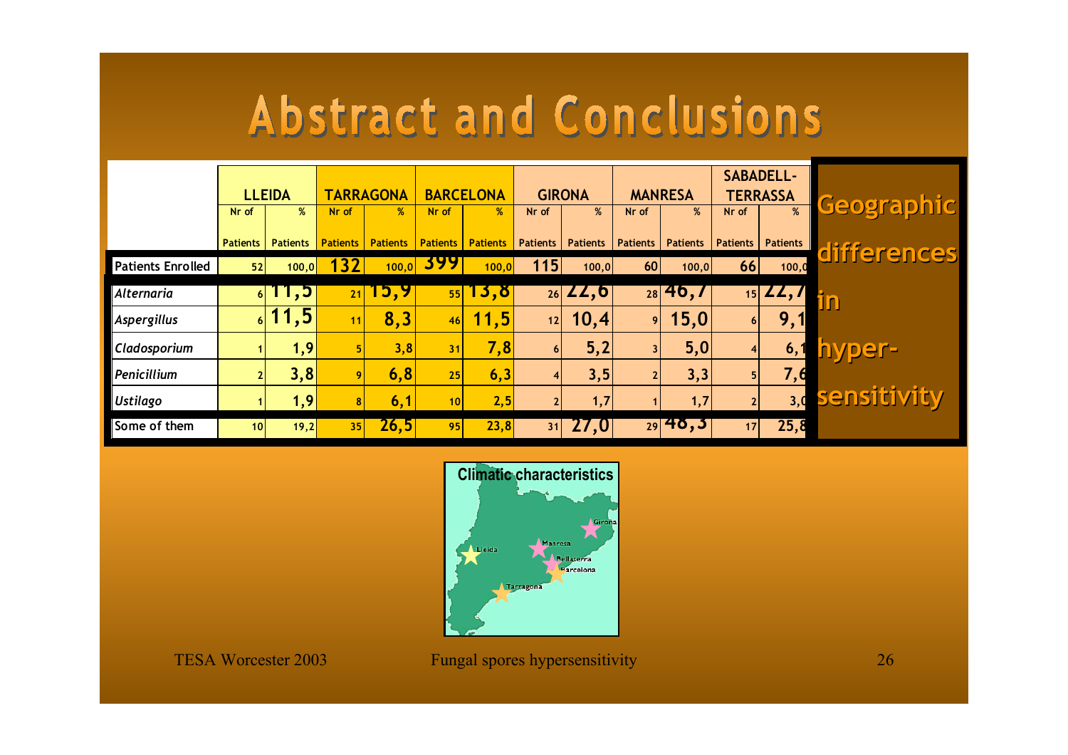# Abstract and Conclusions

| | LLEIDA | | TARRAGONA | | BARCELONA | | GIRONA | | MANRESA | | SABADELL-TERRASSA | |
|---|---|---|---|---|---|---|---|---|---|---|---|---|
| | Nr of Patients | % Patients | Nr of Patients | % Patients | Nr of Patients | % Patients | Nr of Patients | % Patients | Nr of Patients | % Patients | Nr of Patients | % Patients |
| Patients Enrolled | 52 | 100,0 | 132 | 100,0 | 399 | 100,0 | 115 | 100,0 | 60 | 100,0 | 66 | 100,0 |
| *Alternaria* | 6 | 11,5 | 21 | 15,9 | 55 | 13,8 | 26 | 22,6 | 28 | 46,7 | 15 | 22,7 |
| *Aspergillus* | 6 | 11,5 | 11 | 8,3 | 46 | 11,5 | 12 | 10,4 | 9 | 15,0 | 6 | 9,1 |
| *Cladosporium* | 1 | 1,9 | 5 | 3,8 | 31 | 7,8 | 6 | 5,2 | 3 | 5,0 | 4 | 6,1 |
| *Penicillium* | 2 | 3,8 | 9 | 6,8 | 25 | 6,3 | 4 | 3,5 | 2 | 3,3 | 5 | 7,6 |
| *Ustilago* | 1 | 1,9 | 8 | 6,1 | 10 | 2,5 | 2 | 1,7 | 1 | 1,7 | 2 | 3,0 |
| Some of them | 10 | 19,2 | 35 | 26,5 | 95 | 23,8 | 31 | 27,0 | 29 | 48,3 | 17 | 25,8 |

**Geographic differences in hyper-sensitivity**

Climatic characteristics

Lleida, Manresa, Girona, Bellaterra, Barcelona, Tarragona

TESA Worcester 2003 — Fungal spores hypersensitivity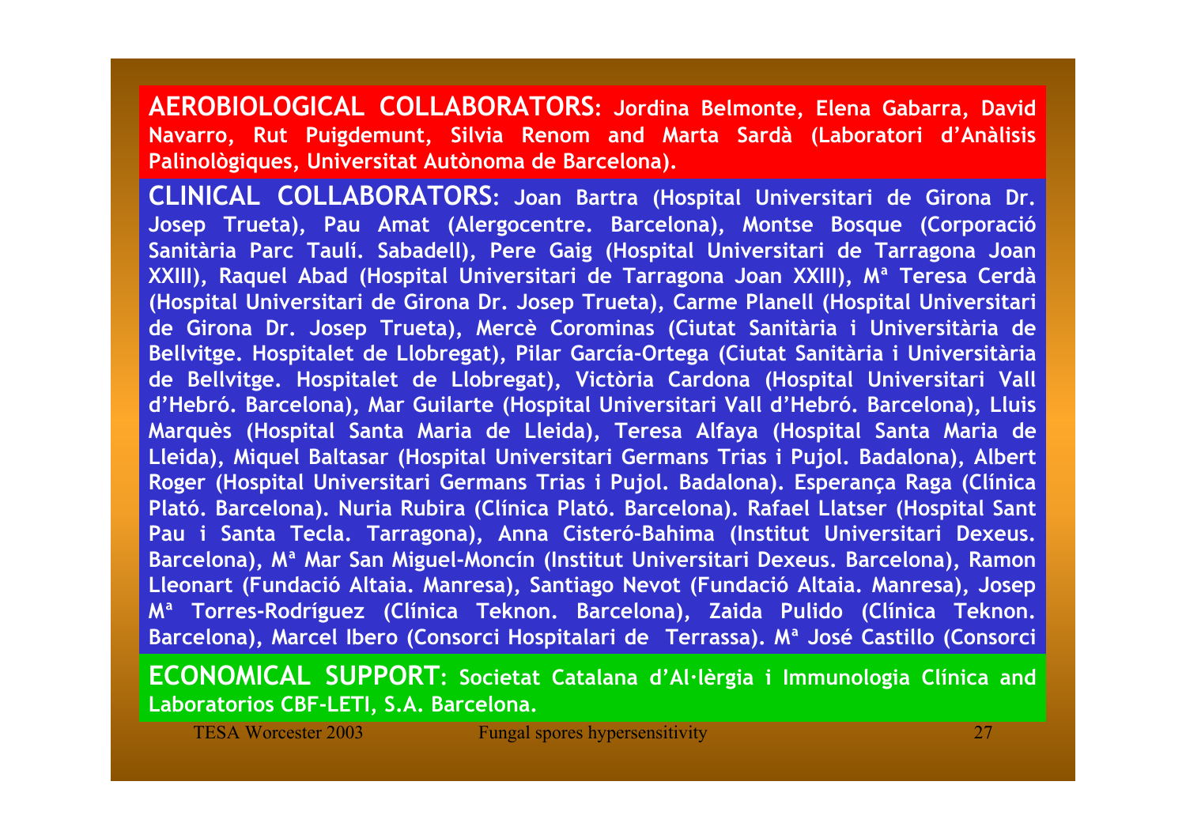**AEROBIOLOGICAL COLLABORATORS**: Jordina Belmonte, Elena Gabarra, David Navarro, Rut Puigdemunt, Silvia Renom and Marta Sardà (Laboratori d'Anàlisis Palinològiques, Universitat Autònoma de Barcelona).

**CLINICAL COLLABORATORS**: Joan Bartra (Hospital Universitari de Girona Dr. Josep Trueta), Pau Amat (Alergocentre. Barcelona), Montse Bosque (Corporació Sanitària Parc Taulí. Sabadell), Pere Gaig (Hospital Universitari de Tarragona Joan XXIII), Raquel Abad (Hospital Universitari de Tarragona Joan XXIII), Mª Teresa Cerdà (Hospital Universitari de Girona Dr. Josep Trueta), Carme Planell (Hospital Universitari de Girona Dr. Josep Trueta), Mercè Corominas (Ciutat Sanitària i Universitària de Bellvitge. Hospitalet de Llobregat), Pilar García-Ortega (Ciutat Sanitària i Universitària de Bellvitge. Hospitalet de Llobregat), Victòria Cardona (Hospital Universitari Vall d'Hebró. Barcelona), Mar Guilarte (Hospital Universitari Vall d'Hebró. Barcelona), Lluis Marquès (Hospital Santa Maria de Lleida), Teresa Alfaya (Hospital Santa Maria de Lleida), Miquel Baltasar (Hospital Universitari Germans Trias i Pujol. Badalona), Albert Roger (Hospital Universitari Germans Trias i Pujol. Badalona). Esperança Raga (Clínica Plató. Barcelona). Nuria Rubira (Clínica Plató. Barcelona). Rafael Llatser (Hospital Sant Pau i Santa Tecla. Tarragona), Anna Cisteró-Bahima (Institut Universitari Dexeus. Barcelona), Mª Mar San Miguel-Moncín (Institut Universitari Dexeus. Barcelona), Ramon Lleonart (Fundació Altaia. Manresa), Santiago Nevot (Fundació Altaia. Manresa), Josep Mª Torres-Rodríguez (Clínica Teknon. Barcelona), Zaida Pulido (Clínica Teknon. Barcelona), Marcel Ibero (Consorci Hospitalari de Terrassa). Mª José Castillo (Consorci

**ECONOMICAL SUPPORT**: Societat Catalana d'Al·lèrgia i Immunologia Clínica and Laboratorios CBF-LETI, S.A. Barcelona.